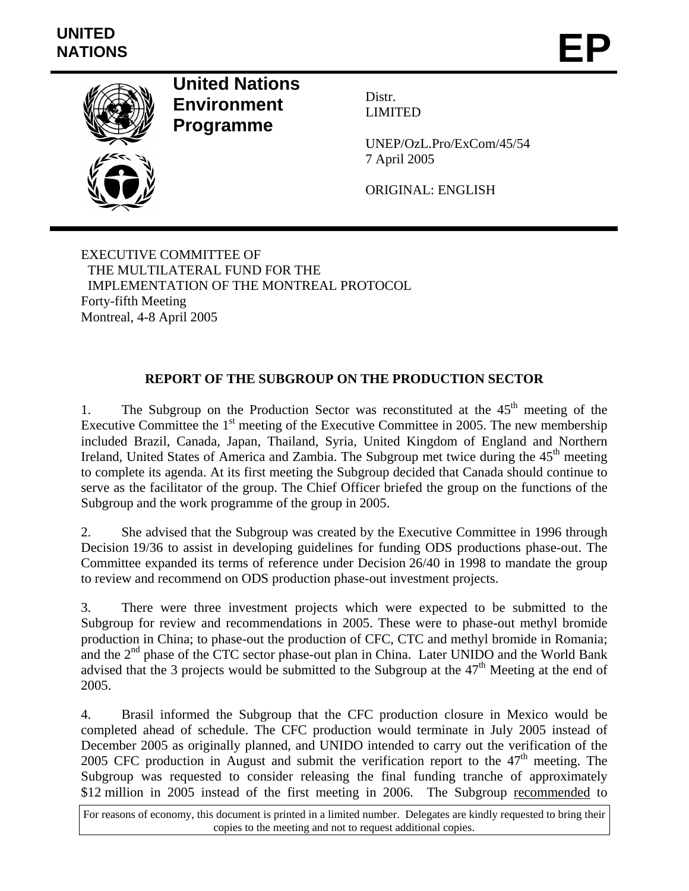UNITED NATIONS

# EP

**United Nations Environment Programme**

Distr.
LIMITED

UNEP/OzL.Pro/ExCom/45/54
7 April 2005

ORIGINAL: ENGLISH

EXECUTIVE COMMITTEE OF
THE MULTILATERAL FUND FOR THE
IMPLEMENTATION OF THE MONTREAL PROTOCOL
Forty-fifth Meeting
Montreal, 4-8 April 2005

## REPORT OF THE SUBGROUP ON THE PRODUCTION SECTOR

1. The Subgroup on the Production Sector was reconstituted at the 45th meeting of the Executive Committee the 1st meeting of the Executive Committee in 2005. The new membership included Brazil, Canada, Japan, Thailand, Syria, United Kingdom of England and Northern Ireland, United States of America and Zambia. The Subgroup met twice during the 45th meeting to complete its agenda. At its first meeting the Subgroup decided that Canada should continue to serve as the facilitator of the group. The Chief Officer briefed the group on the functions of the Subgroup and the work programme of the group in 2005.

2. She advised that the Subgroup was created by the Executive Committee in 1996 through Decision 19/36 to assist in developing guidelines for funding ODS productions phase-out. The Committee expanded its terms of reference under Decision 26/40 in 1998 to mandate the group to review and recommend on ODS production phase-out investment projects.

3. There were three investment projects which were expected to be submitted to the Subgroup for review and recommendations in 2005. These were to phase-out methyl bromide production in China; to phase-out the production of CFC, CTC and methyl bromide in Romania; and the 2nd phase of the CTC sector phase-out plan in China. Later UNIDO and the World Bank advised that the 3 projects would be submitted to the Subgroup at the 47th Meeting at the end of 2005.

4. Brasil informed the Subgroup that the CFC production closure in Mexico would be completed ahead of schedule. The CFC production would terminate in July 2005 instead of December 2005 as originally planned, and UNIDO intended to carry out the verification of the 2005 CFC production in August and submit the verification report to the 47th meeting. The Subgroup was requested to consider releasing the final funding tranche of approximately \$12 million in 2005 instead of the first meeting in 2006. The Subgroup recommended to

For reasons of economy, this document is printed in a limited number. Delegates are kindly requested to bring their copies to the meeting and not to request additional copies.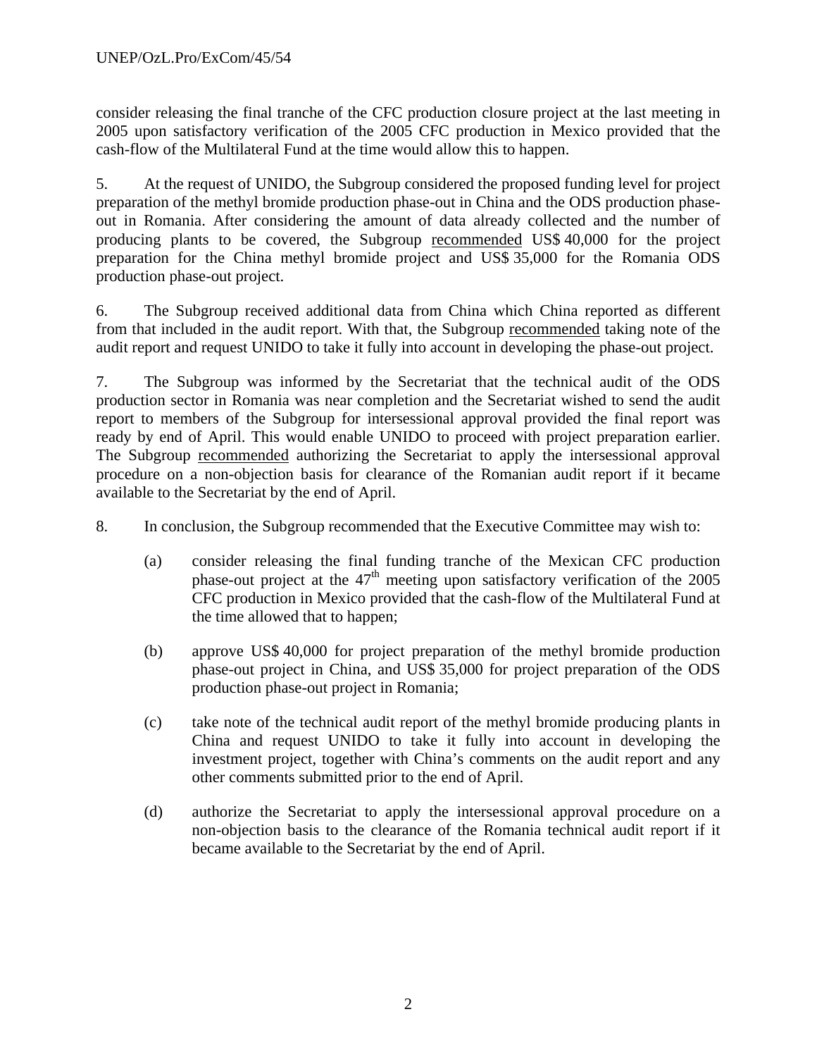consider releasing the final tranche of the CFC production closure project at the last meeting in 2005 upon satisfactory verification of the 2005 CFC production in Mexico provided that the cash-flow of the Multilateral Fund at the time would allow this to happen.

5. At the request of UNIDO, the Subgroup considered the proposed funding level for project preparation of the methyl bromide production phase-out in China and the ODS production phase-out in Romania. After considering the amount of data already collected and the number of producing plants to be covered, the Subgroup recommended US$ 40,000 for the project preparation for the China methyl bromide project and US$ 35,000 for the Romania ODS production phase-out project.

6. The Subgroup received additional data from China which China reported as different from that included in the audit report. With that, the Subgroup recommended taking note of the audit report and request UNIDO to take it fully into account in developing the phase-out project.

7. The Subgroup was informed by the Secretariat that the technical audit of the ODS production sector in Romania was near completion and the Secretariat wished to send the audit report to members of the Subgroup for intersessional approval provided the final report was ready by end of April. This would enable UNIDO to proceed with project preparation earlier. The Subgroup recommended authorizing the Secretariat to apply the intersessional approval procedure on a non-objection basis for clearance of the Romanian audit report if it became available to the Secretariat by the end of April.

8. In conclusion, the Subgroup recommended that the Executive Committee may wish to:

(a) consider releasing the final funding tranche of the Mexican CFC production phase-out project at the 47th meeting upon satisfactory verification of the 2005 CFC production in Mexico provided that the cash-flow of the Multilateral Fund at the time allowed that to happen;

(b) approve US$ 40,000 for project preparation of the methyl bromide production phase-out project in China, and US$ 35,000 for project preparation of the ODS production phase-out project in Romania;

(c) take note of the technical audit report of the methyl bromide producing plants in China and request UNIDO to take it fully into account in developing the investment project, together with China's comments on the audit report and any other comments submitted prior to the end of April.

(d) authorize the Secretariat to apply the intersessional approval procedure on a non-objection basis to the clearance of the Romania technical audit report if it became available to the Secretariat by the end of April.